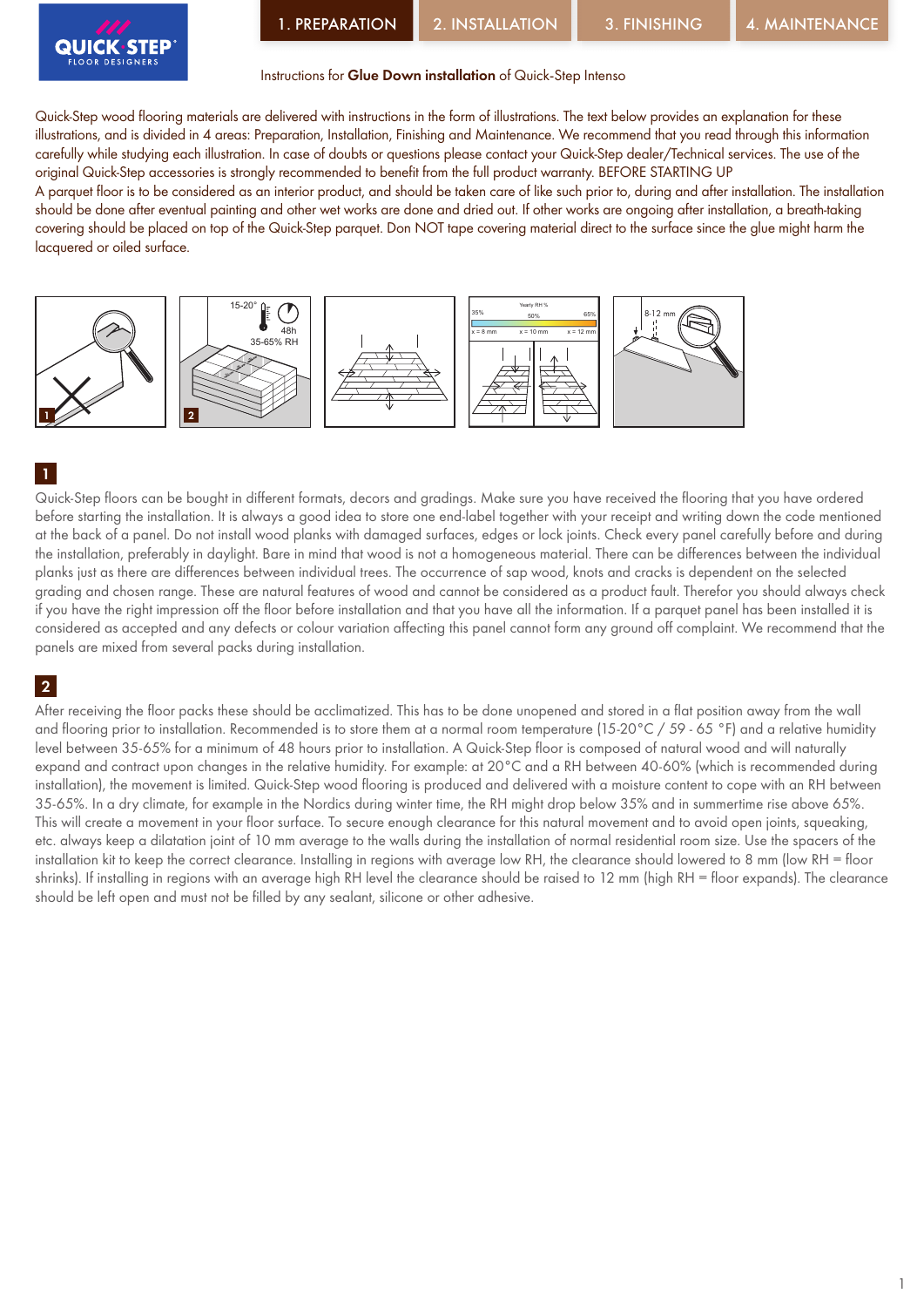1. PREPARATION | 2. INSTALLATION | 3. FINISHING | 4. MAINTENANCE

Instructions for **Glue Down installation** of Quick-Step Intenso

Quick-Step wood flooring materials are delivered with instructions in the form of illustrations. The text below provides an explanation for these illustrations, and is divided in 4 areas: Preparation, Installation, Finishing and Maintenance. We recommend that you read through this information carefully while studying each illustration. In case of doubts or questions please contact your Quick-Step dealer/Technical services. The use of the original Quick-Step accessories is strongly recommended to benefit from the full product warranty. BEFORE STARTING UP

A parquet floor is to be considered as an interior product, and should be taken care of like such prior to, during and after installation. The installation should be done after eventual painting and other wet works are done and dried out. If other works are ongoing after installation, a breath-taking covering should be placed on top of the Quick-Step parquet. Don NOT tape covering material direct to the surface since the glue might harm the lacquered or oiled surface.

## 1

Quick-Step floors can be bought in different formats, decors and gradings. Make sure you have received the flooring that you have ordered before starting the installation. It is always a good idea to store one end-label together with your receipt and writing down the code mentioned at the back of a panel. Do not install wood planks with damaged surfaces, edges or lock joints. Check every panel carefully before and during the installation, preferably in daylight. Bare in mind that wood is not a homogeneous material. There can be differences between the individual planks just as there are differences between individual trees. The occurrence of sap wood, knots and cracks is dependent on the selected grading and chosen range. These are natural features of wood and cannot be considered as a product fault. Therefor you should always check if you have the right impression off the floor before installation and that you have all the information. If a parquet panel has been installed it is considered as accepted and any defects or colour variation affecting this panel cannot form any ground off complaint. We recommend that the panels are mixed from several packs during installation.

## 2

After receiving the floor packs these should be acclimatized. This has to be done unopened and stored in a flat position away from the wall and flooring prior to installation. Recommended is to store them at a normal room temperature (15-20°C / 59 - 65 °F) and a relative humidity level between 35-65% for a minimum of 48 hours prior to installation. A Quick-Step floor is composed of natural wood and will naturally expand and contract upon changes in the relative humidity. For example: at 20°C and a RH between 40-60% (which is recommended during installation), the movement is limited. Quick-Step wood flooring is produced and delivered with a moisture content to cope with an RH between 35-65%. In a dry climate, for example in the Nordics during winter time, the RH might drop below 35% and in summertime rise above 65%. This will create a movement in your floor surface. To secure enough clearance for this natural movement and to avoid open joints, squeaking, etc. always keep a dilatation joint of 10 mm average to the walls during the installation of normal residential room size. Use the spacers of the installation kit to keep the correct clearance. Installing in regions with average low RH, the clearance should lowered to 8 mm (low RH = floor shrinks). If installing in regions with an average high RH level the clearance should be raised to 12 mm (high RH = floor expands). The clearance should be left open and must not be filled by any sealant, silicone or other adhesive.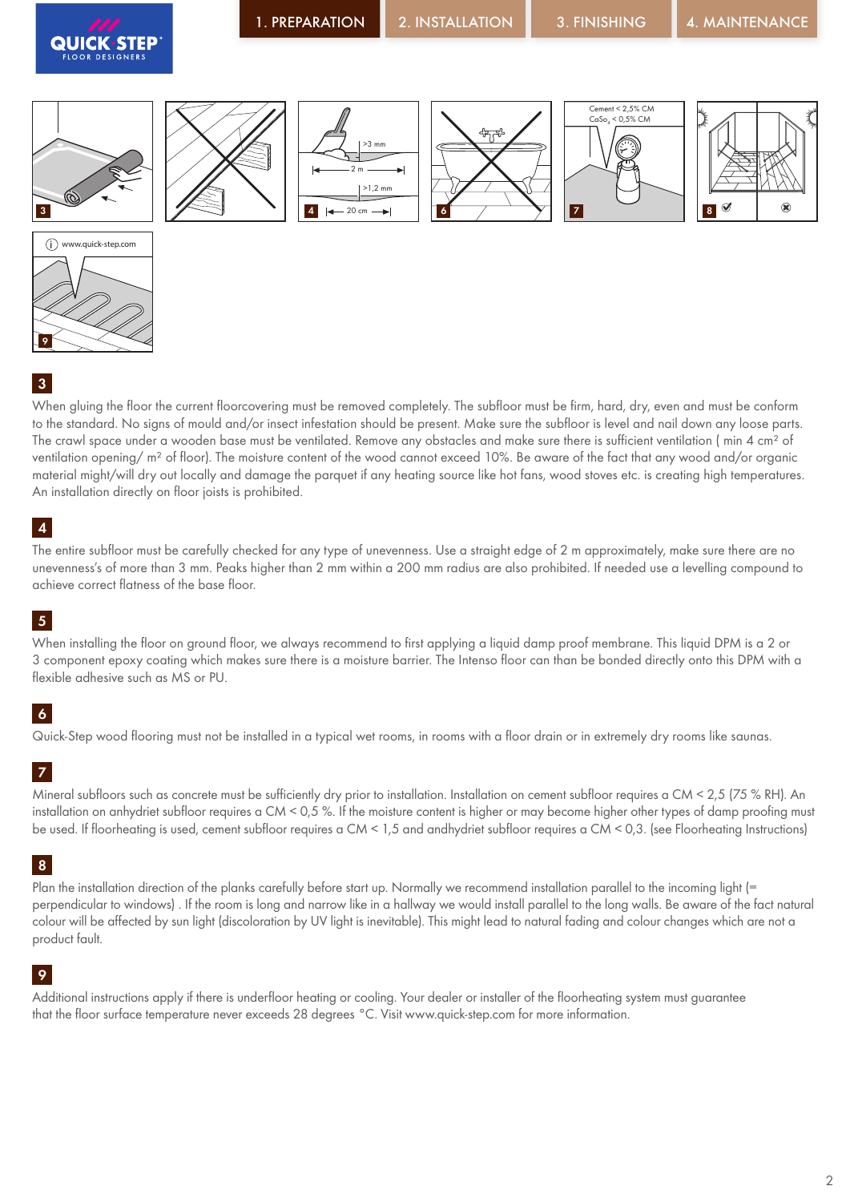1. PREPARATION | 2. INSTALLATION | 3. FINISHING | 4. MAINTENANCE

## 3

When gluing the floor the current floorcovering must be removed completely. The subfloor must be firm, hard, dry, even and must be conform to the standard. No signs of mould and/or insect infestation should be present. Make sure the subfloor is level and nail down any loose parts. The crawl space under a wooden base must be ventilated. Remove any obstacles and make sure there is sufficient ventilation ( min 4 cm² of ventilation opening/ m² of floor). The moisture content of the wood cannot exceed 10%. Be aware of the fact that any wood and/or organic material might/will dry out locally and damage the parquet if any heating source like hot fans, wood stoves etc. is creating high temperatures. An installation directly on floor joists is prohibited.

## 4

The entire subfloor must be carefully checked for any type of unevenness. Use a straight edge of 2 m approximately, make sure there are no unevenness's of more than 3 mm. Peaks higher than 2 mm within a 200 mm radius are also prohibited. If needed use a levelling compound to achieve correct flatness of the base floor.

## 5

When installing the floor on ground floor, we always recommend to first applying a liquid damp proof membrane. This liquid DPM is a 2 or 3 component epoxy coating which makes sure there is a moisture barrier. The Intenso floor can than be bonded directly onto this DPM with a flexible adhesive such as MS or PU.

## 6

Quick-Step wood flooring must not be installed in a typical wet rooms, in rooms with a floor drain or in extremely dry rooms like saunas.

## 7

Mineral subfloors such as concrete must be sufficiently dry prior to installation. Installation on cement subfloor requires a CM < 2,5 (75 % RH). An installation on anhydriet subfloor requires a CM < 0,5 %. If the moisture content is higher or may become higher other types of damp proofing must be used. If floorheating is used, cement subfloor requires a CM < 1,5 and andhydriet subfloor requires a CM < 0,3. (see Floorheating Instructions)

## 8

Plan the installation direction of the planks carefully before start up. Normally we recommend installation parallel to the incoming light (= perpendicular to windows) . If the room is long and narrow like in a hallway we would install parallel to the long walls. Be aware of the fact natural colour will be affected by sun light (discoloration by UV light is inevitable). This might lead to natural fading and colour changes which are not a product fault.

## 9

Additional instructions apply if there is underfloor heating or cooling. Your dealer or installer of the floorheating system must guarantee that the floor surface temperature never exceeds 28 degrees °C. Visit www.quick-step.com for more information.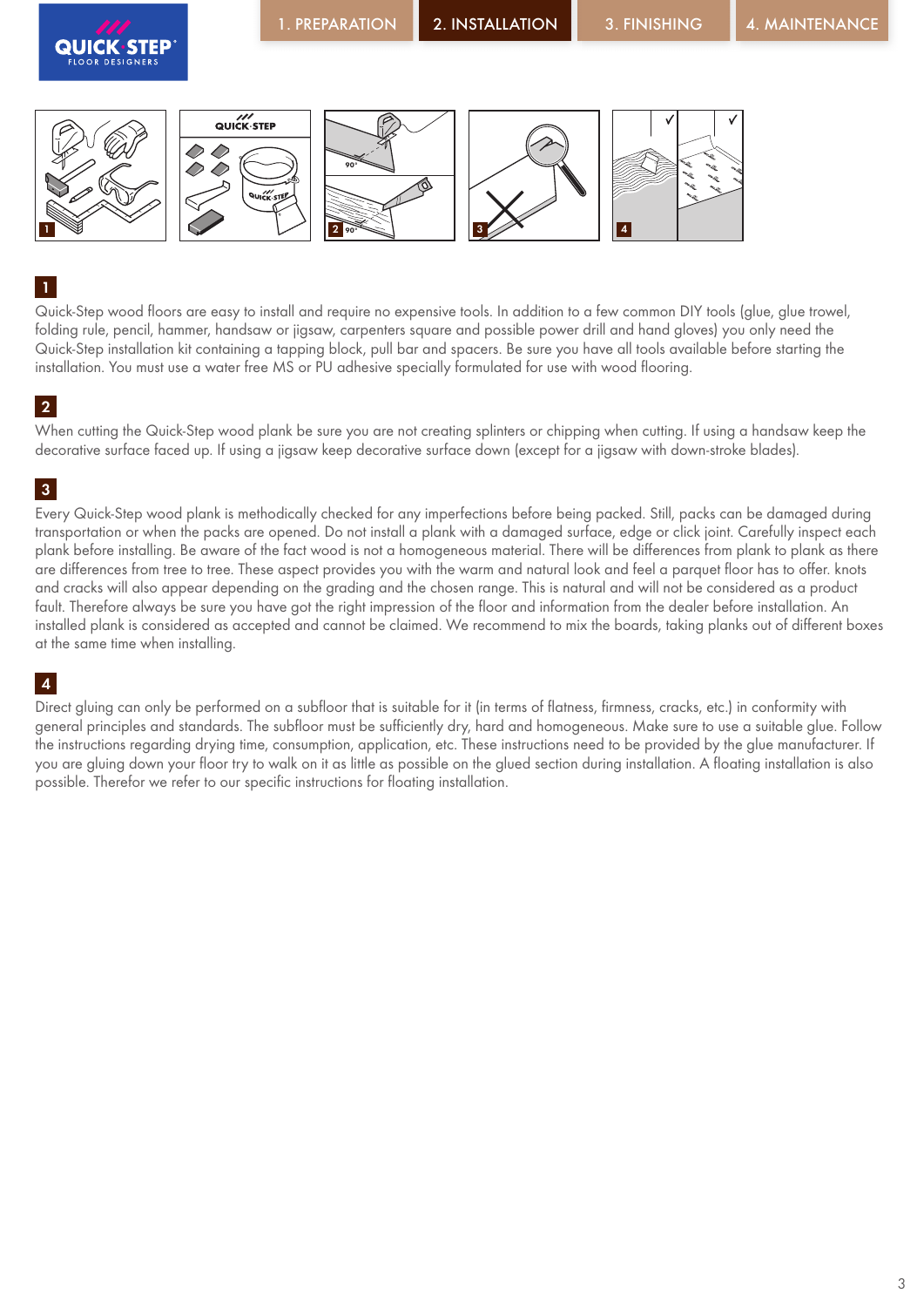## 1

Quick-Step wood floors are easy to install and require no expensive tools. In addition to a few common DIY tools (glue, glue trowel, folding rule, pencil, hammer, handsaw or jigsaw, carpenters square and possible power drill and hand gloves) you only need the Quick-Step installation kit containing a tapping block, pull bar and spacers. Be sure you have all tools available before starting the installation. You must use a water free MS or PU adhesive specially formulated for use with wood flooring.

## 2

When cutting the Quick-Step wood plank be sure you are not creating splinters or chipping when cutting. If using a handsaw keep the decorative surface faced up. If using a jigsaw keep decorative surface down (except for a jigsaw with down-stroke blades).

## 3

Every Quick-Step wood plank is methodically checked for any imperfections before being packed. Still, packs can be damaged during transportation or when the packs are opened. Do not install a plank with a damaged surface, edge or click joint. Carefully inspect each plank before installing. Be aware of the fact wood is not a homogeneous material. There will be differences from plank to plank as there are differences from tree to tree. These aspect provides you with the warm and natural look and feel a parquet floor has to offer. knots and cracks will also appear depending on the grading and the chosen range. This is natural and will not be considered as a product fault. Therefore always be sure you have got the right impression of the floor and information from the dealer before installation. An installed plank is considered as accepted and cannot be claimed. We recommend to mix the boards, taking planks out of different boxes at the same time when installing.

## 4

Direct gluing can only be performed on a subfloor that is suitable for it (in terms of flatness, firmness, cracks, etc.) in conformity with general principles and standards. The subfloor must be sufficiently dry, hard and homogeneous. Make sure to use a suitable glue. Follow the instructions regarding drying time, consumption, application, etc. These instructions need to be provided by the glue manufacturer. If you are gluing down your floor try to walk on it as little as possible on the glued section during installation. A floating installation is also possible. Therefor we refer to our specific instructions for floating installation.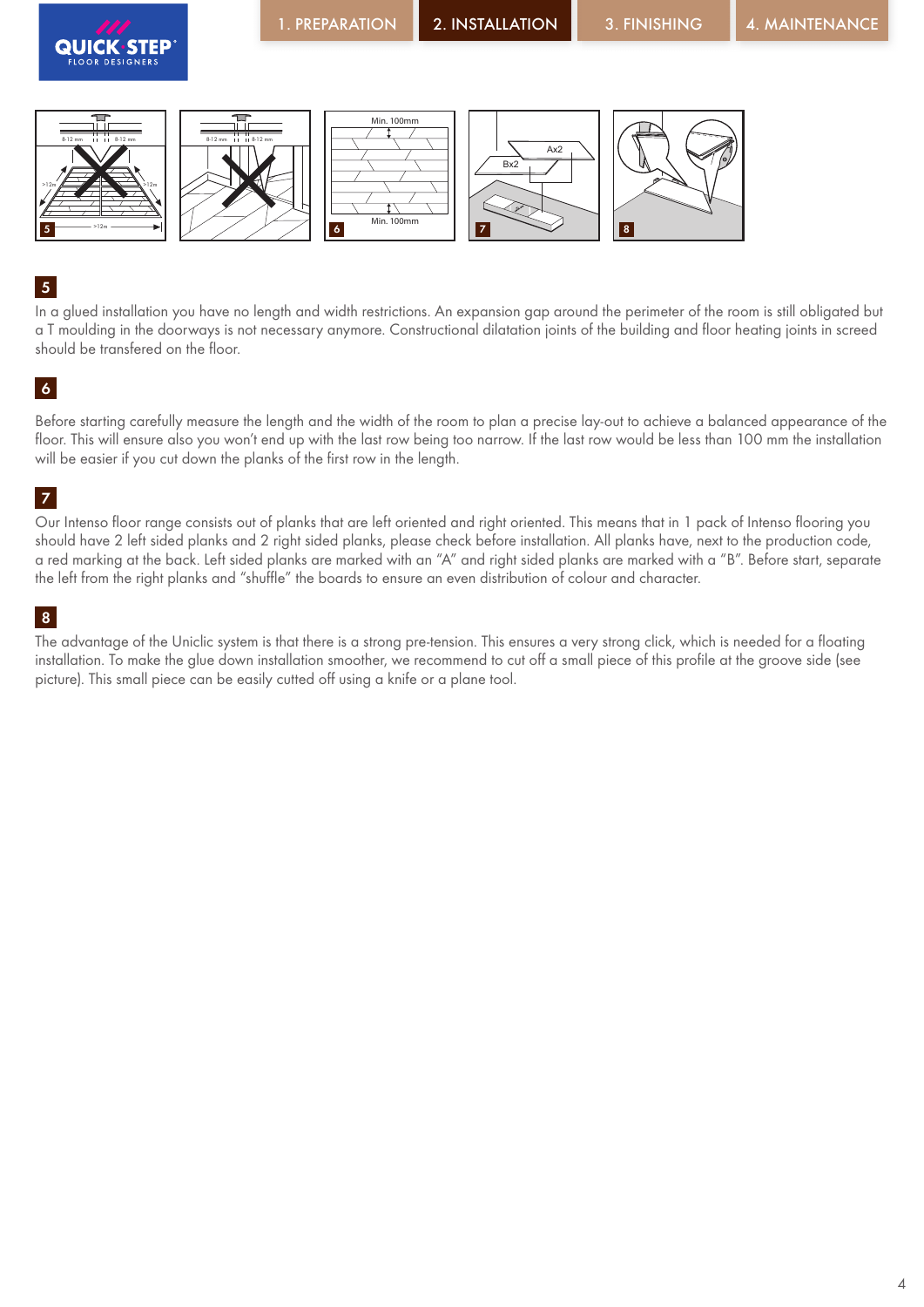## 5

In a glued installation you have no length and width restrictions. An expansion gap around the perimeter of the room is still obligated but a T moulding in the doorways is not necessary anymore. Constructional dilatation joints of the building and floor heating joints in screed should be transfered on the floor.

## 6

Before starting carefully measure the length and the width of the room to plan a precise lay-out to achieve a balanced appearance of the floor. This will ensure also you won't end up with the last row being too narrow. If the last row would be less than 100 mm the installation will be easier if you cut down the planks of the first row in the length.

## 7

Our Intenso floor range consists out of planks that are left oriented and right oriented. This means that in 1 pack of Intenso flooring you should have 2 left sided planks and 2 right sided planks, please check before installation. All planks have, next to the production code, a red marking at the back. Left sided planks are marked with an "A" and right sided planks are marked with a "B". Before start, separate the left from the right planks and "shuffle" the boards to ensure an even distribution of colour and character.

## 8

The advantage of the Uniclic system is that there is a strong pre-tension. This ensures a very strong click, which is needed for a floating installation. To make the glue down installation smoother, we recommend to cut off a small piece of this profile at the groove side (see picture). This small piece can be easily cutted off using a knife or a plane tool.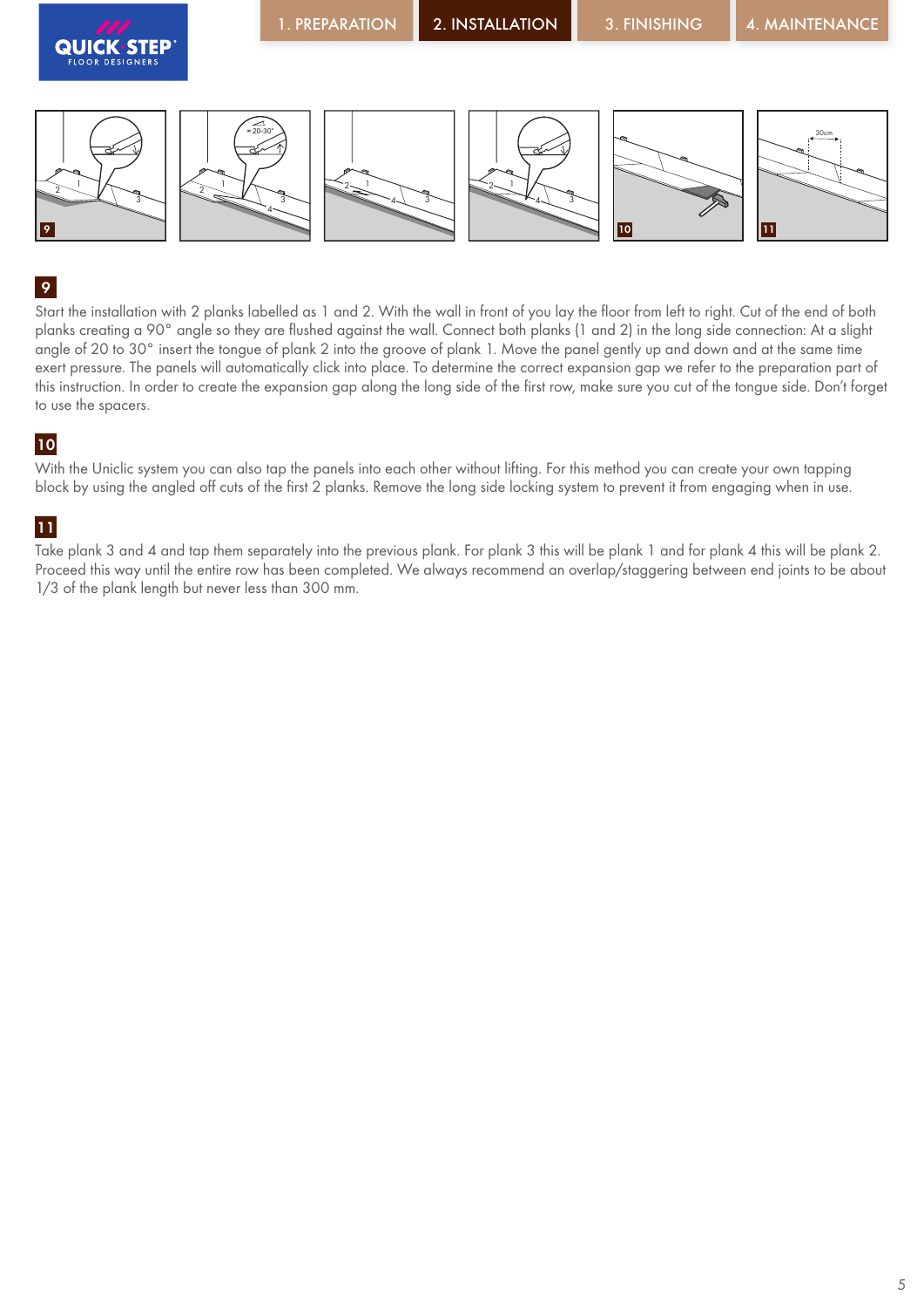## 9

Start the installation with 2 planks labelled as 1 and 2. With the wall in front of you lay the floor from left to right. Cut of the end of both planks creating a 90° angle so they are flushed against the wall. Connect both planks (1 and 2) in the long side connection: At a slight angle of 20 to 30° insert the tongue of plank 2 into the groove of plank 1. Move the panel gently up and down and at the same time exert pressure. The panels will automatically click into place. To determine the correct expansion gap we refer to the preparation part of this instruction. In order to create the expansion gap along the long side of the first row, make sure you cut of the tongue side. Don't forget to use the spacers.

## 10

With the Uniclic system you can also tap the panels into each other without lifting. For this method you can create your own tapping block by using the angled off cuts of the first 2 planks. Remove the long side locking system to prevent it from engaging when in use.

## 11

Take plank 3 and 4 and tap them separately into the previous plank. For plank 3 this will be plank 1 and for plank 4 this will be plank 2. Proceed this way until the entire row has been completed. We always recommend an overlap/staggering between end joints to be about 1/3 of the plank length but never less than 300 mm.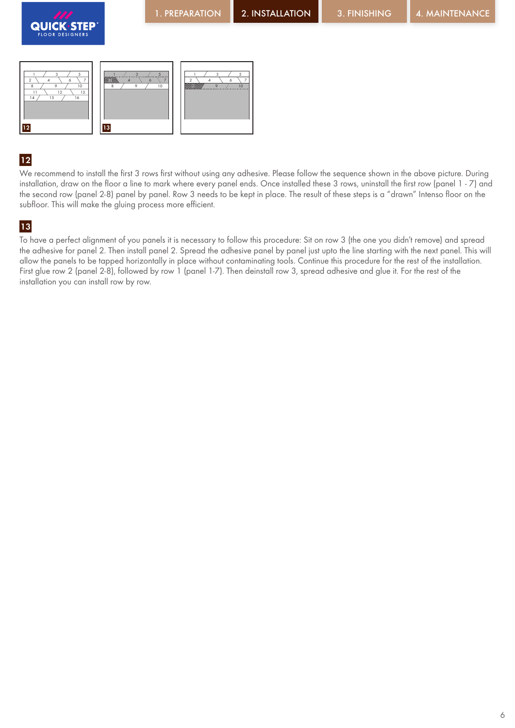## 12

We recommend to install the first 3 rows first without using any adhesive. Please follow the sequence shown in the above picture. During installation, draw on the floor a line to mark where every panel ends. Once installed these 3 rows, uninstall the first row (panel 1 - 7) and the second row (panel 2-8) panel by panel. Row 3 needs to be kept in place. The result of these steps is a "drawn" Intenso floor on the subfloor. This will make the gluing process more efficient.

## 13

To have a perfect alignment of you panels it is necessary to follow this procedure: Sit on row 3 (the one you didn't remove) and spread the adhesive for panel 2. Then install panel 2. Spread the adhesive panel by panel just upto the line starting with the next panel. This will allow the panels to be tapped horizontally in place without contaminating tools. Continue this procedure for the rest of the installation. First glue row 2 (panel 2-8), followed by row 1 (panel 1-7). Then deinstall row 3, spread adhesive and glue it. For the rest of the installation you can install row by row.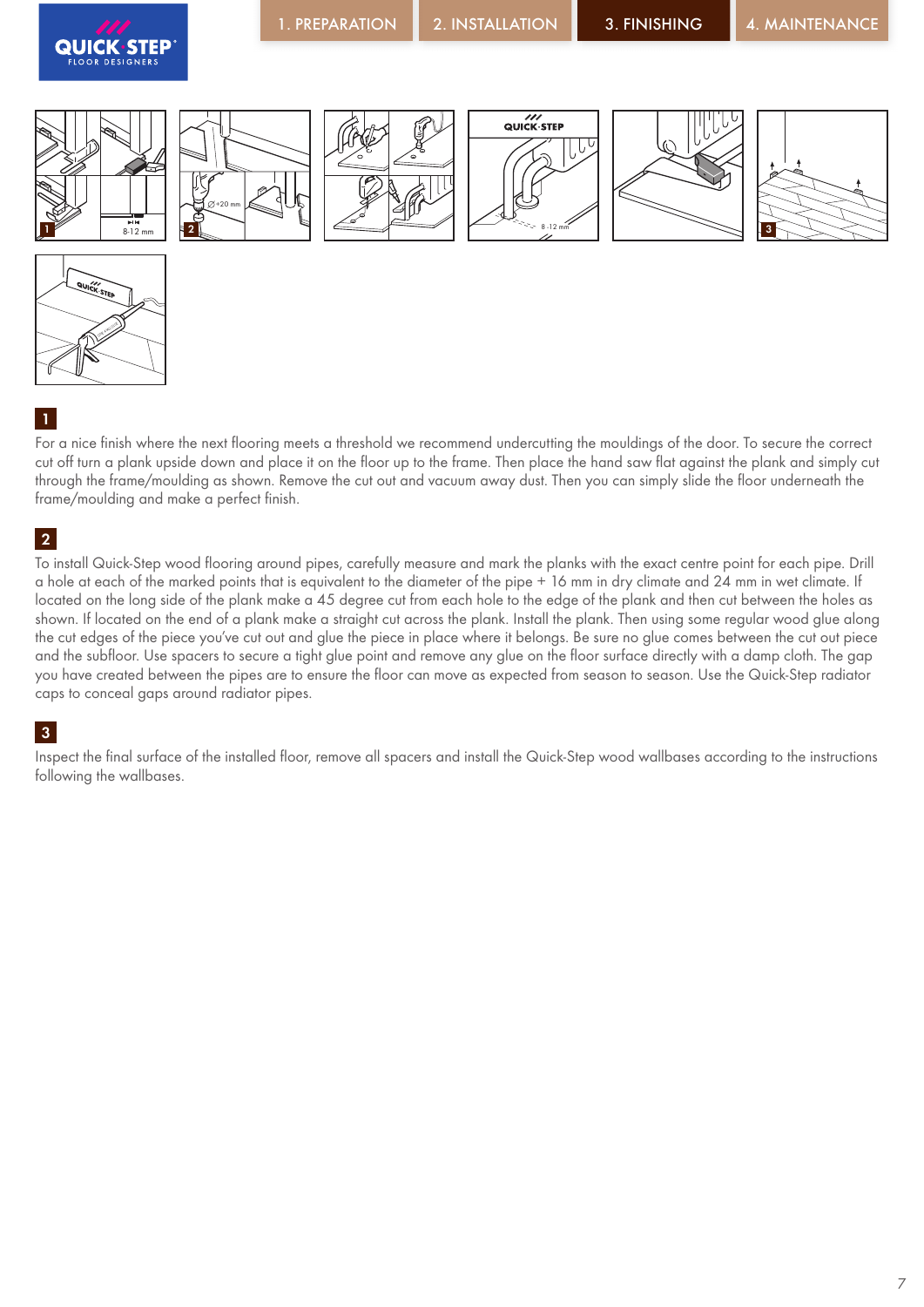## 1

For a nice finish where the next flooring meets a threshold we recommend undercutting the mouldings of the door. To secure the correct cut off turn a plank upside down and place it on the floor up to the frame. Then place the hand saw flat against the plank and simply cut through the frame/moulding as shown. Remove the cut out and vacuum away dust. Then you can simply slide the floor underneath the frame/moulding and make a perfect finish.

## 2

To install Quick-Step wood flooring around pipes, carefully measure and mark the planks with the exact centre point for each pipe. Drill a hole at each of the marked points that is equivalent to the diameter of the pipe + 16 mm in dry climate and 24 mm in wet climate. If located on the long side of the plank make a 45 degree cut from each hole to the edge of the plank and then cut between the holes as shown. If located on the end of a plank make a straight cut across the plank. Install the plank. Then using some regular wood glue along the cut edges of the piece you've cut out and glue the piece in place where it belongs. Be sure no glue comes between the cut out piece and the subfloor. Use spacers to secure a tight glue point and remove any glue on the floor surface directly with a damp cloth. The gap you have created between the pipes are to ensure the floor can move as expected from season to season. Use the Quick-Step radiator caps to conceal gaps around radiator pipes.

## 3

Inspect the final surface of the installed floor, remove all spacers and install the Quick-Step wood wallbases according to the instructions following the wallbases.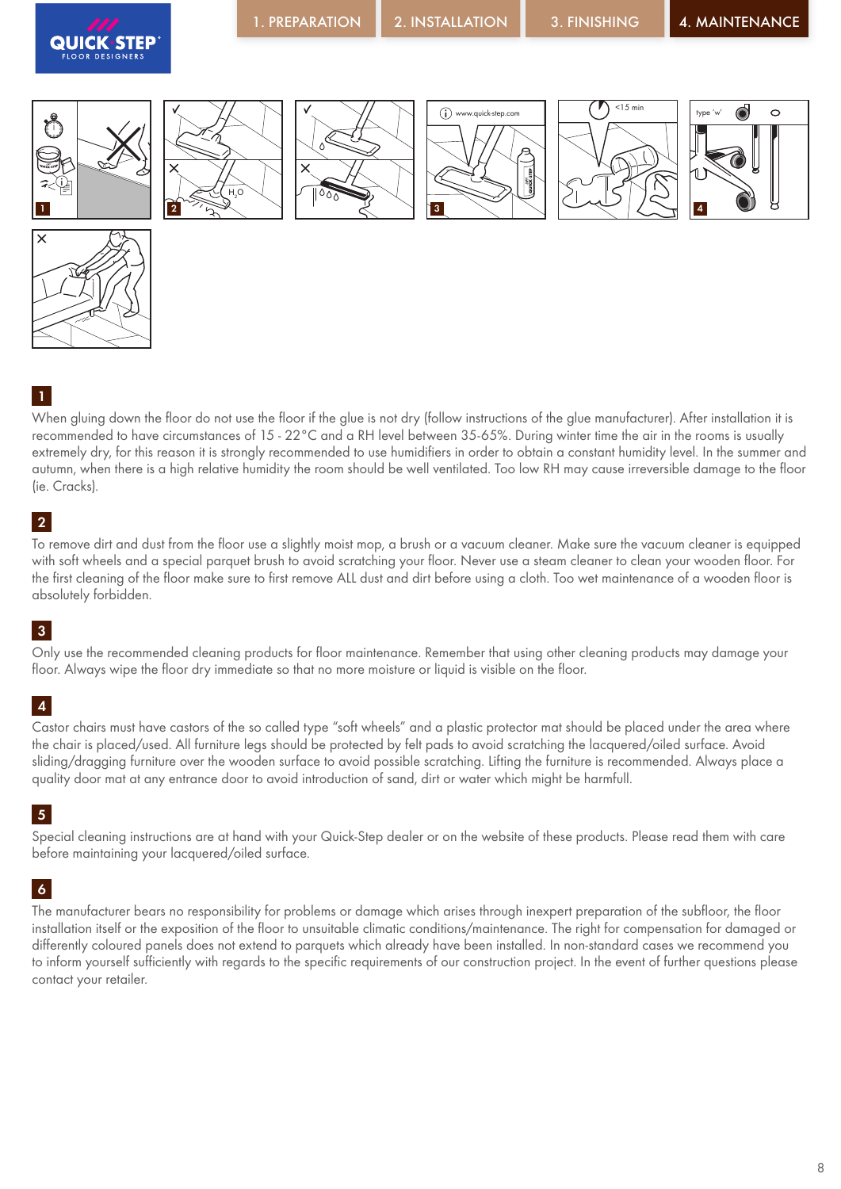1. PREPARATION | 2. INSTALLATION | 3. FINISHING | 4. MAINTENANCE

**1**

When gluing down the floor do not use the floor if the glue is not dry (follow instructions of the glue manufacturer). After installation it is recommended to have circumstances of 15 - 22°C and a RH level between 35-65%. During winter time the air in the rooms is usually extremely dry, for this reason it is strongly recommended to use humidifiers in order to obtain a constant humidity level. In the summer and autumn, when there is a high relative humidity the room should be well ventilated. Too low RH may cause irreversible damage to the floor (ie. Cracks).

**2**

To remove dirt and dust from the floor use a slightly moist mop, a brush or a vacuum cleaner. Make sure the vacuum cleaner is equipped with soft wheels and a special parquet brush to avoid scratching your floor. Never use a steam cleaner to clean your wooden floor. For the first cleaning of the floor make sure to first remove ALL dust and dirt before using a cloth. Too wet maintenance of a wooden floor is absolutely forbidden.

**3**

Only use the recommended cleaning products for floor maintenance. Remember that using other cleaning products may damage your floor. Always wipe the floor dry immediate so that no more moisture or liquid is visible on the floor.

**4**

Castor chairs must have castors of the so called type "soft wheels" and a plastic protector mat should be placed under the area where the chair is placed/used. All furniture legs should be protected by felt pads to avoid scratching the lacquered/oiled surface. Avoid sliding/dragging furniture over the wooden surface to avoid possible scratching. Lifting the furniture is recommended. Always place a quality door mat at any entrance door to avoid introduction of sand, dirt or water which might be harmfull.

**5**

Special cleaning instructions are at hand with your Quick-Step dealer or on the website of these products. Please read them with care before maintaining your lacquered/oiled surface.

**6**

The manufacturer bears no responsibility for problems or damage which arises through inexpert preparation of the subfloor, the floor installation itself or the exposition of the floor to unsuitable climatic conditions/maintenance. The right for compensation for damaged or differently coloured panels does not extend to parquets which already have been installed. In non-standard cases we recommend you to inform yourself sufficiently with regards to the specific requirements of our construction project. In the event of further questions please contact your retailer.